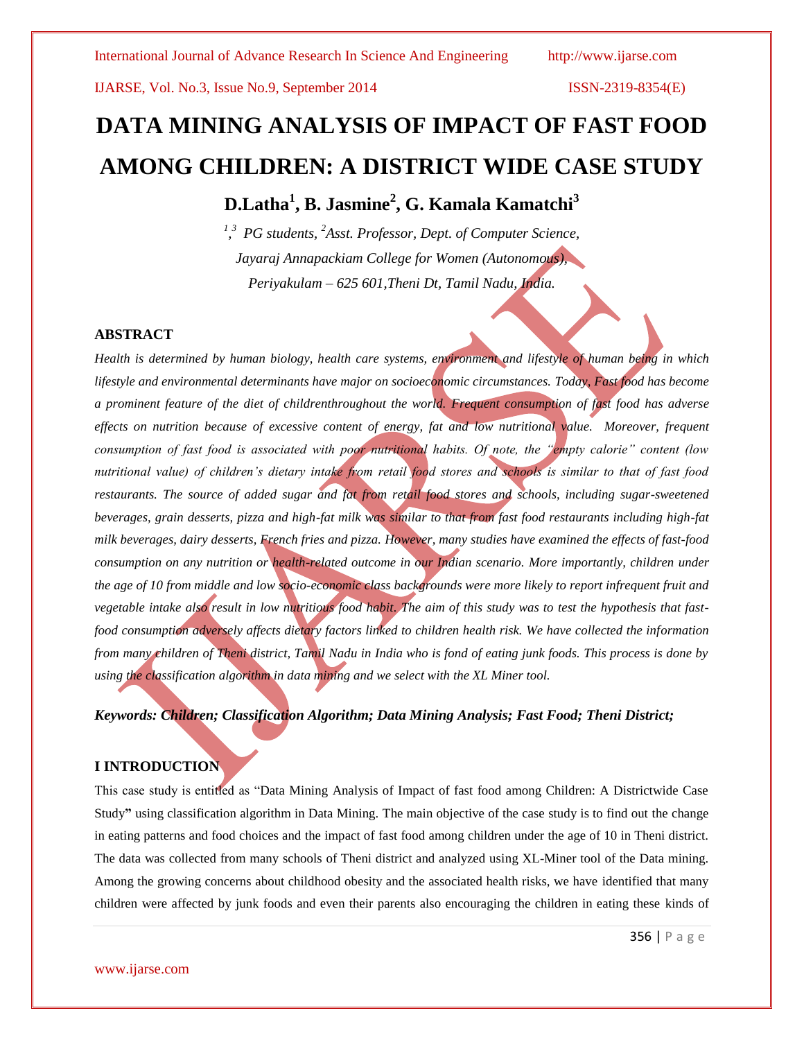# DATA MINING ANALYSIS OF IMPACT OF FAST FOOD AMONG CHILDREN: A DISTRICT WIDE CASE STUDY

**D.Latha[1], B. Jasmine[2], G. Kamala Kamatchi[3]**

*[1,3] PG students, [2]Asst. Professor, Dept. of Computer Science,*
*Jayaraj Annapackiam College for Women (Autonomous),*
*Periyakulam – 625 601,Theni Dt, Tamil Nadu, India.*

## ABSTRACT

*Health is determined by human biology, health care systems, environment and lifestyle of human being in which lifestyle and environmental determinants have major on socioeconomic circumstances. Today, Fast food has become a prominent feature of the diet of childrenthroughout the world. Frequent consumption of fast food has adverse effects on nutrition because of excessive content of energy, fat and low nutritional value. Moreover, frequent consumption of fast food is associated with poor nutritional habits. Of note, the "empty calorie" content (low nutritional value) of children's dietary intake from retail food stores and schools is similar to that of fast food restaurants. The source of added sugar and fat from retail food stores and schools, including sugar-sweetened beverages, grain desserts, pizza and high-fat milk was similar to that from fast food restaurants including high-fat milk beverages, dairy desserts, French fries and pizza. However, many studies have examined the effects of fast-food consumption on any nutrition or health-related outcome in our Indian scenario. More importantly, children under the age of 10 from middle and low socio-economic class backgrounds were more likely to report infrequent fruit and vegetable intake also result in low nutritious food habit. The aim of this study was to test the hypothesis that fast-food consumption adversely affects dietary factors linked to children health risk. We have collected the information from many children of Theni district, Tamil Nadu in India who is fond of eating junk foods. This process is done by using the classification algorithm in data mining and we select with the XL Miner tool.*

***Keywords: Children; Classification Algorithm; Data Mining Analysis; Fast Food; Theni District;***

## I INTRODUCTION

This case study is entitled as "Data Mining Analysis of Impact of fast food among Children: A Districtwide Case Study**"** using classification algorithm in Data Mining. The main objective of the case study is to find out the change in eating patterns and food choices and the impact of fast food among children under the age of 10 in Theni district. The data was collected from many schools of Theni district and analyzed using XL-Miner tool of the Data mining. Among the growing concerns about childhood obesity and the associated health risks, we have identified that many children were affected by junk foods and even their parents also encouraging the children in eating these kinds of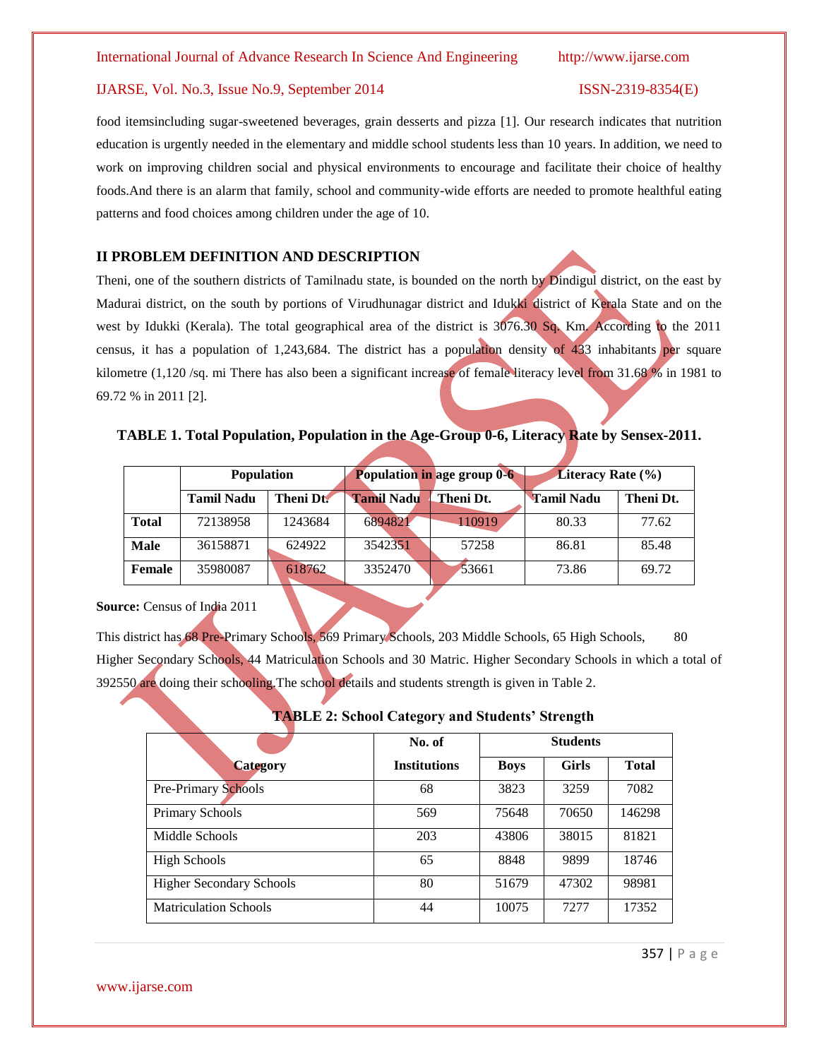food itemsincluding sugar-sweetened beverages, grain desserts and pizza [1]. Our research indicates that nutrition education is urgently needed in the elementary and middle school students less than 10 years. In addition, we need to work on improving children social and physical environments to encourage and facilitate their choice of healthy foods.And there is an alarm that family, school and community-wide efforts are needed to promote healthful eating patterns and food choices among children under the age of 10.

## II PROBLEM DEFINITION AND DESCRIPTION

Theni, one of the southern districts of Tamilnadu state, is bounded on the north by Dindigul district, on the east by Madurai district, on the south by portions of Virudhunagar district and Idukki district of Kerala State and on the west by Idukki (Kerala). The total geographical area of the district is 3076.30 Sq. Km. According to the 2011 census, it has a population of 1,243,684. The district has a population density of 433 inhabitants per square kilometre (1,120 /sq. mi There has also been a significant increase of female literacy level from 31.68 % in 1981 to 69.72 % in 2011 [2].

**TABLE 1. Total Population, Population in the Age-Group 0-6, Literacy Rate by Sensex-2011.**

| | Population | | Population in age group 0-6 | | Literacy Rate (%) | |
|---|---|---|---|---|---|---|
| | Tamil Nadu | Theni Dt. | Tamil Nadu | Theni Dt. | Tamil Nadu | Theni Dt. |
| **Total** | 72138958 | 1243684 | 6894821 | 110919 | 80.33 | 77.62 |
| **Male** | 36158871 | 624922 | 3542351 | 57258 | 86.81 | 85.48 |
| **Female** | 35980087 | 618762 | 3352470 | 53661 | 73.86 | 69.72 |

**Source:** Census of India 2011

This district has 68 Pre-Primary Schools, 569 Primary Schools, 203 Middle Schools, 65 High Schools, 80 Higher Secondary Schools, 44 Matriculation Schools and 30 Matric. Higher Secondary Schools in which a total of 392550 are doing their schooling.The school details and students strength is given in Table 2.

**TABLE 2: School Category and Students' Strength**

| Category | No. of Institutions | Students | | |
|---|---|---|---|---|
| | | Boys | Girls | Total |
| Pre-Primary Schools | 68 | 3823 | 3259 | 7082 |
| Primary Schools | 569 | 75648 | 70650 | 146298 |
| Middle Schools | 203 | 43806 | 38015 | 81821 |
| High Schools | 65 | 8848 | 9899 | 18746 |
| Higher Secondary Schools | 80 | 51679 | 47302 | 98981 |
| Matriculation Schools | 44 | 10075 | 7277 | 17352 |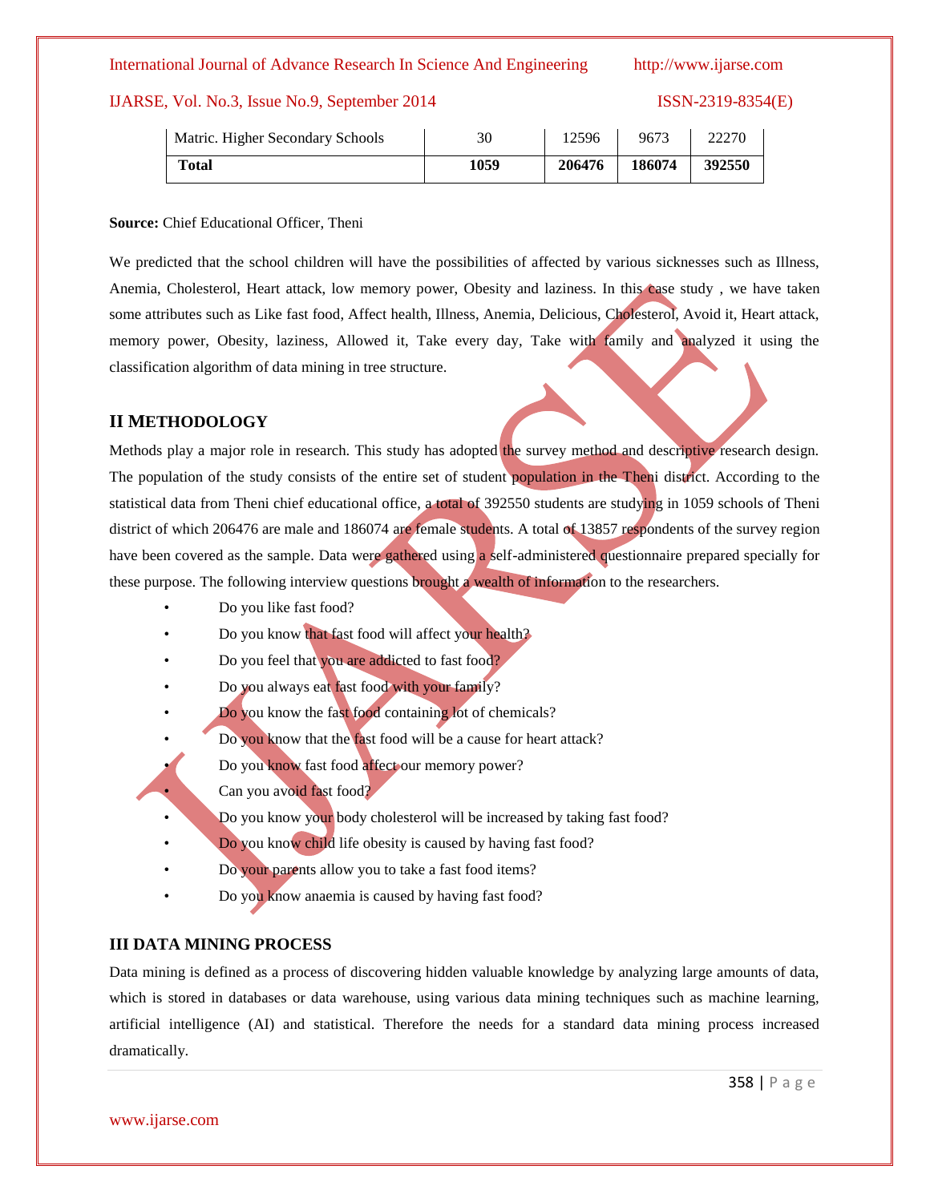| Matric. Higher Secondary Schools | 30 | 12596 | 9673 | 22270 |
|---|---|---|---|---|
| **Total** | **1059** | **206476** | **186074** | **392550** |

**Source:** Chief Educational Officer, Theni

We predicted that the school children will have the possibilities of affected by various sicknesses such as Illness, Anemia, Cholesterol, Heart attack, low memory power, Obesity and laziness. In this case study , we have taken some attributes such as Like fast food, Affect health, Illness, Anemia, Delicious, Cholesterol, Avoid it, Heart attack, memory power, Obesity, laziness, Allowed it, Take every day, Take with family and analyzed it using the classification algorithm of data mining in tree structure.

## II METHODOLOGY

Methods play a major role in research. This study has adopted the survey method and descriptive research design. The population of the study consists of the entire set of student population in the Theni district. According to the statistical data from Theni chief educational office, a total of 392550 students are studying in 1059 schools of Theni district of which 206476 are male and 186074 are female students. A total of 13857 respondents of the survey region have been covered as the sample. Data were gathered using a self-administered questionnaire prepared specially for these purpose. The following interview questions brought a wealth of information to the researchers.

- Do you like fast food?
- Do you know that fast food will affect your health?
- Do you feel that you are addicted to fast food?
- Do you always eat fast food with your family?
- Do you know the fast food containing lot of chemicals?
- Do you know that the fast food will be a cause for heart attack?
- Do you know fast food affect our memory power?
- Can you avoid fast food?
- Do you know your body cholesterol will be increased by taking fast food?
- Do you know child life obesity is caused by having fast food?
- Do your parents allow you to take a fast food items?
- Do you know anaemia is caused by having fast food?

## III DATA MINING PROCESS

Data mining is defined as a process of discovering hidden valuable knowledge by analyzing large amounts of data, which is stored in databases or data warehouse, using various data mining techniques such as machine learning, artificial intelligence (AI) and statistical. Therefore the needs for a standard data mining process increased dramatically.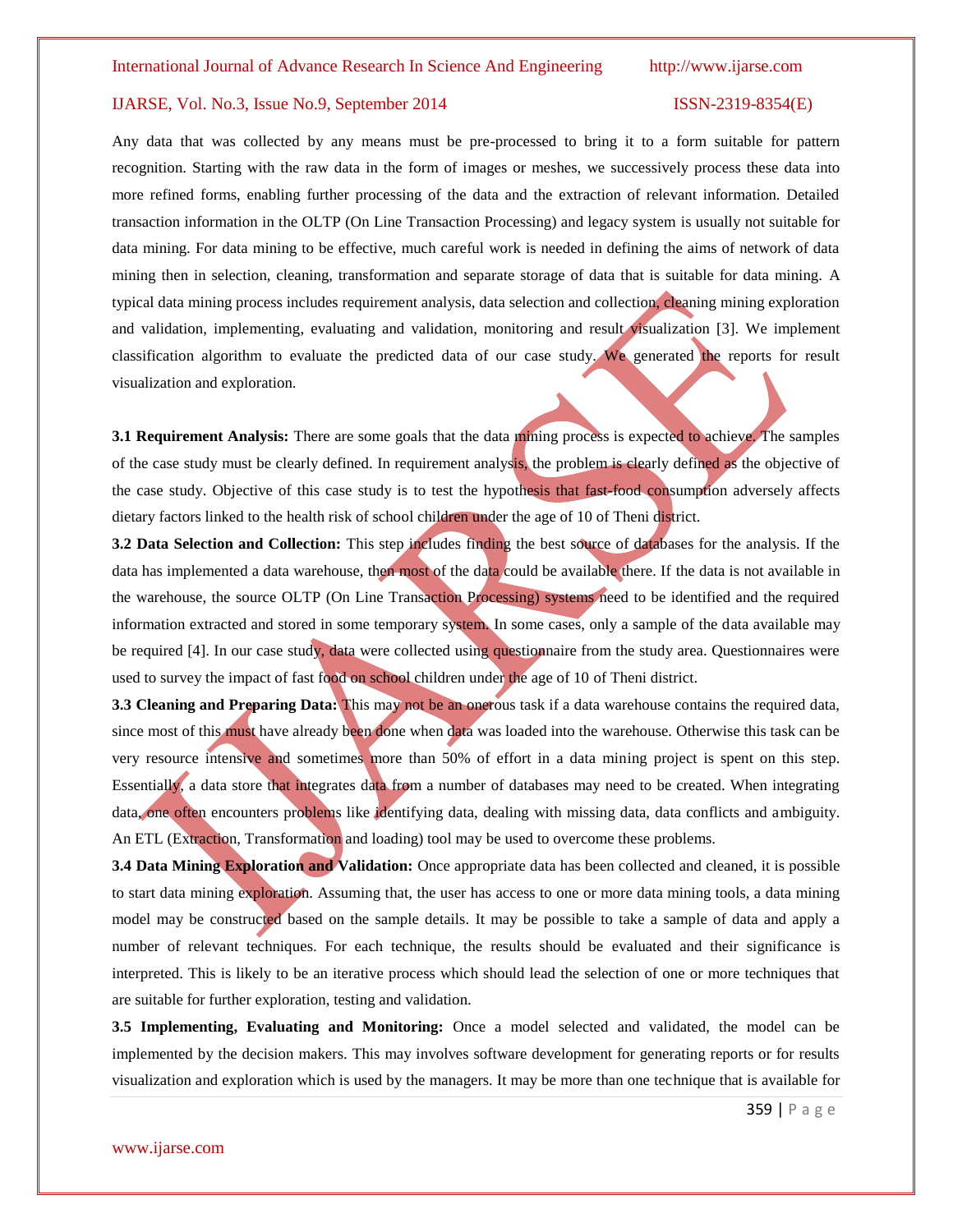Any data that was collected by any means must be pre-processed to bring it to a form suitable for pattern recognition. Starting with the raw data in the form of images or meshes, we successively process these data into more refined forms, enabling further processing of the data and the extraction of relevant information. Detailed transaction information in the OLTP (On Line Transaction Processing) and legacy system is usually not suitable for data mining. For data mining to be effective, much careful work is needed in defining the aims of network of data mining then in selection, cleaning, transformation and separate storage of data that is suitable for data mining. A typical data mining process includes requirement analysis, data selection and collection, cleaning mining exploration and validation, implementing, evaluating and validation, monitoring and result visualization [3]. We implement classification algorithm to evaluate the predicted data of our case study. We generated the reports for result visualization and exploration.

**3.1 Requirement Analysis:** There are some goals that the data mining process is expected to achieve. The samples of the case study must be clearly defined. In requirement analysis, the problem is clearly defined as the objective of the case study. Objective of this case study is to test the hypothesis that fast-food consumption adversely affects dietary factors linked to the health risk of school children under the age of 10 of Theni district.

**3.2 Data Selection and Collection:** This step includes finding the best source of databases for the analysis. If the data has implemented a data warehouse, then most of the data could be available there. If the data is not available in the warehouse, the source OLTP (On Line Transaction Processing) systems need to be identified and the required information extracted and stored in some temporary system. In some cases, only a sample of the data available may be required [4]. In our case study, data were collected using questionnaire from the study area. Questionnaires were used to survey the impact of fast food on school children under the age of 10 of Theni district.

**3.3 Cleaning and Preparing Data:** This may not be an onerous task if a data warehouse contains the required data, since most of this must have already been done when data was loaded into the warehouse. Otherwise this task can be very resource intensive and sometimes more than 50% of effort in a data mining project is spent on this step. Essentially, a data store that integrates data from a number of databases may need to be created. When integrating data, one often encounters problems like identifying data, dealing with missing data, data conflicts and ambiguity. An ETL (Extraction, Transformation and loading) tool may be used to overcome these problems.

**3.4 Data Mining Exploration and Validation:** Once appropriate data has been collected and cleaned, it is possible to start data mining exploration. Assuming that, the user has access to one or more data mining tools, a data mining model may be constructed based on the sample details. It may be possible to take a sample of data and apply a number of relevant techniques. For each technique, the results should be evaluated and their significance is interpreted. This is likely to be an iterative process which should lead the selection of one or more techniques that are suitable for further exploration, testing and validation.

**3.5 Implementing, Evaluating and Monitoring:** Once a model selected and validated, the model can be implemented by the decision makers. This may involves software development for generating reports or for results visualization and exploration which is used by the managers. It may be more than one technique that is available for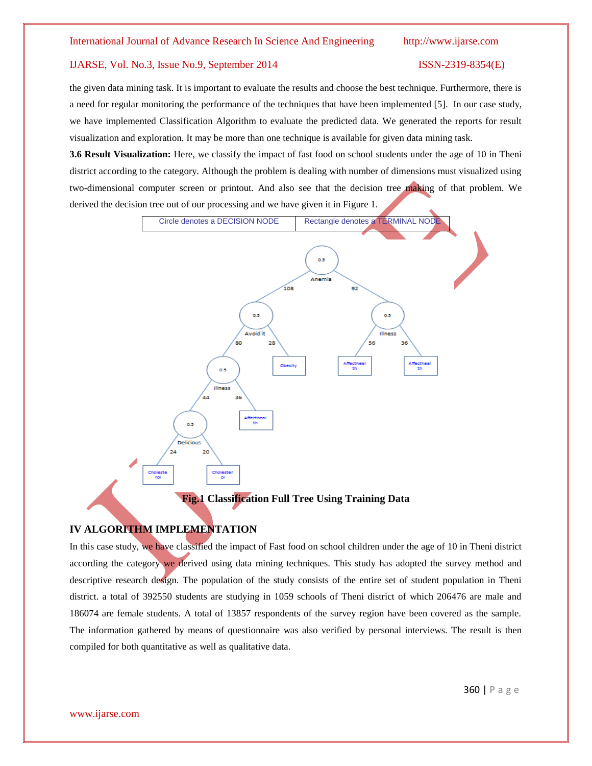the given data mining task. It is important to evaluate the results and choose the best technique. Furthermore, there is a need for regular monitoring the performance of the techniques that have been implemented [5]. In our case study, we have implemented Classification Algorithm to evaluate the predicted data. We generated the reports for result visualization and exploration. It may be more than one technique is available for given data mining task.

**3.6 Result Visualization:** Here, we classify the impact of fast food on school students under the age of 10 in Theni district according to the category. Although the problem is dealing with number of dimensions must visualized using two-dimensional computer screen or printout. And also see that the decision tree making of that problem. We derived the decision tree out of our processing and we have given it in Figure 1.

| Circle denotes a DECISION NODE | Rectangle denotes a TERMINAL NODE |
|---|---|

**Fig.1 Classification Full Tree Using Training Data**

## IV ALGORITHM IMPLEMENTATION

In this case study, we have classified the impact of Fast food on school children under the age of 10 in Theni district according the category we derived using data mining techniques. This study has adopted the survey method and descriptive research design. The population of the study consists of the entire set of student population in Theni district. a total of 392550 students are studying in 1059 schools of Theni district of which 206476 are male and 186074 are female students. A total of 13857 respondents of the survey region have been covered as the sample. The information gathered by means of questionnaire was also verified by personal interviews. The result is then compiled for both quantitative as well as qualitative data.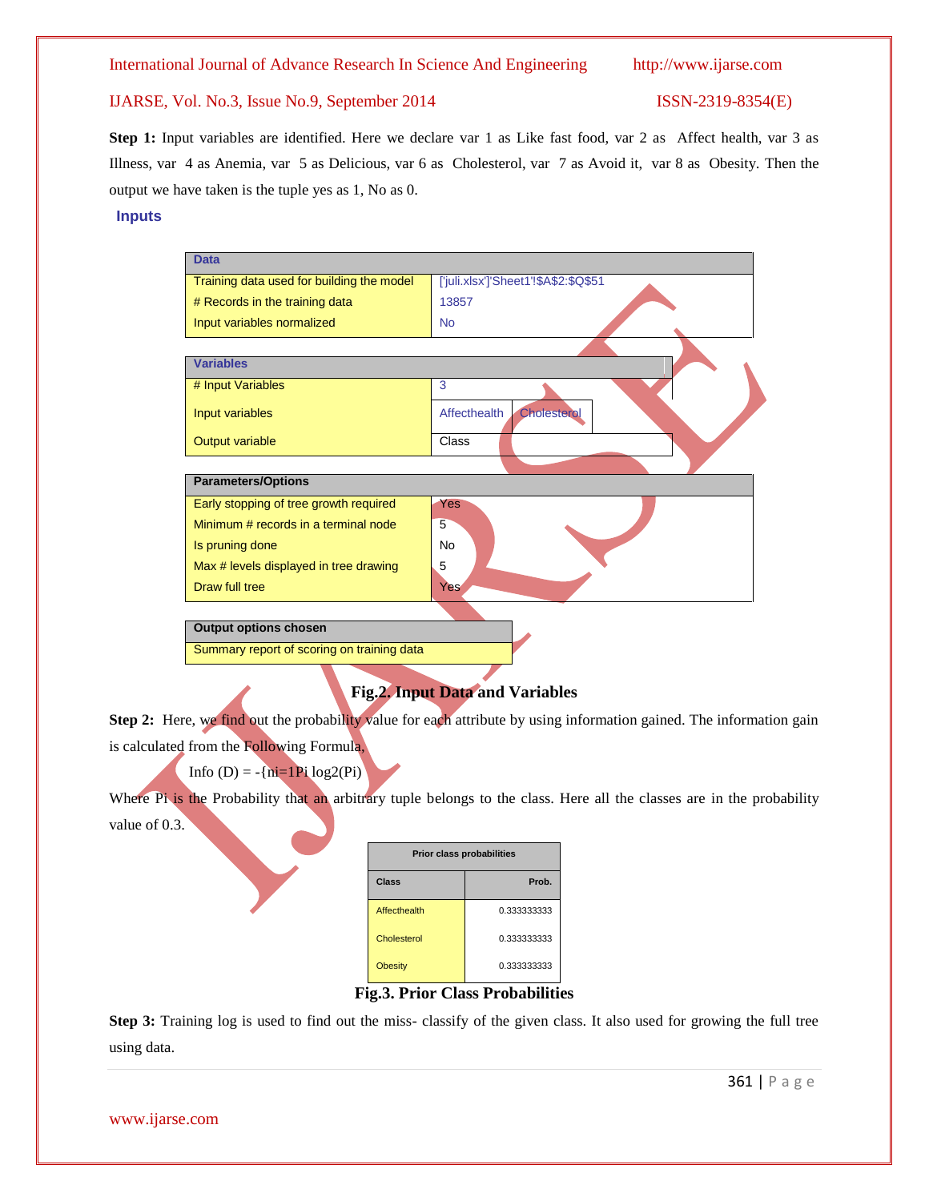**Step 1:** Input variables are identified. Here we declare var 1 as Like fast food, var 2 as Affect health, var 3 as Illness, var 4 as Anemia, var 5 as Delicious, var 6 as Cholesterol, var 7 as Avoid it, var 8 as Obesity. Then the output we have taken is the tuple yes as 1, No as 0.

**Inputs**

| Data | |
|---|---|
| Training data used for building the model | ['juli.xlsx']'Sheet1'!$A$2:$Q$51 |
| # Records in the training data | 13857 |
| Input variables normalized | No |

| Variables | | |
|---|---|---|
| # Input Variables | 3 | |
| Input variables | Affecthealth | Cholesterol |
| Output variable | Class | |

| Parameters/Options | |
|---|---|
| Early stopping of tree growth required | Yes |
| Minimum # records in a terminal node | 5 |
| Is pruning done | No |
| Max # levels displayed in tree drawing | 5 |
| Draw full tree | Yes |

| Output options chosen |
|---|
| Summary report of scoring on training data |

**Fig.2. Input Data and Variables**

**Step 2:** Here, we find out the probability value for each attribute by using information gained. The information gain is calculated from the Following Formula,

Info (D) = -{ni=1Pi log2(Pi)

Where Pi is the Probability that an arbitrary tuple belongs to the class. Here all the classes are in the probability value of 0.3.

| Prior class probabilities | |
|---|---|
| **Class** | **Prob.** |
| Affecthealth | 0.333333333 |
| Cholesterol | 0.333333333 |
| Obesity | 0.333333333 |

**Fig.3. Prior Class Probabilities**

**Step 3:** Training log is used to find out the miss- classify of the given class. It also used for growing the full tree using data.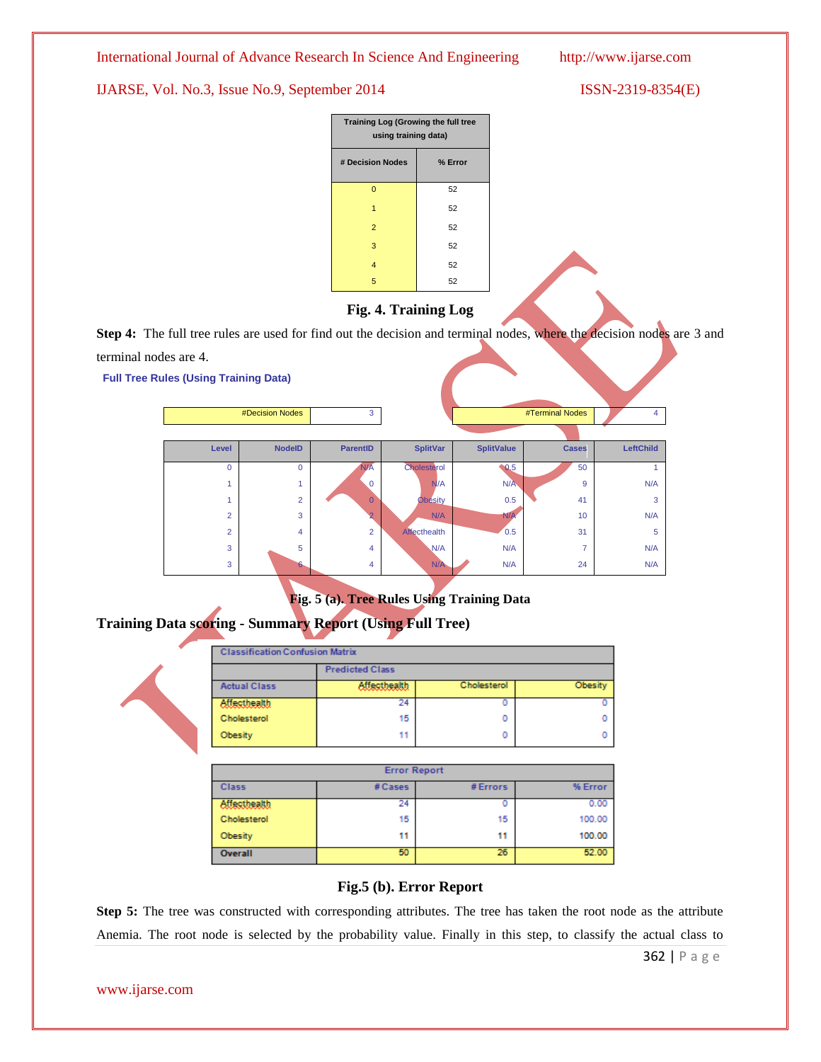| Training Log (Growing the full tree using training data) | |
|---|---|
| # Decision Nodes | % Error |
| 0 | 52 |
| 1 | 52 |
| 2 | 52 |
| 3 | 52 |
| 4 | 52 |
| 5 | 52 |

**Fig. 4. Training Log**

**Step 4:** The full tree rules are used for find out the decision and terminal nodes, where the decision nodes are 3 and terminal nodes are 4.

**Full Tree Rules (Using Training Data)**

| #Decision Nodes | 3 | | #Terminal Nodes | 4 |
|---|---|---|---|---|

| Level | NodeID | ParentID | SplitVar | SplitValue | Cases | LeftChild |
|---|---|---|---|---|---|---|
| 0 | 0 | N/A | Cholesterol | 0.5 | 50 | 1 |
| 1 | 1 | 0 | N/A | N/A | 9 | N/A |
| 1 | 2 | 0 | Obesity | 0.5 | 41 | 3 |
| 2 | 3 | 2 | N/A | N/A | 10 | N/A |
| 2 | 4 | 2 | Affecthealth | 0.5 | 31 | 5 |
| 3 | 5 | 4 | N/A | N/A | 7 | N/A |
| 3 | 6 | 4 | N/A | N/A | 24 | N/A |

**Fig. 5 (a). Tree Rules Using Training Data**

**Training Data scoring - Summary Report (Using Full Tree)**

| Classification Confusion Matrix | | | |
|---|---|---|---|
| | Predicted Class | | |
| Actual Class | Affecthealth | Cholesterol | Obesity |
| Affecthealth | 24 | 0 | 0 |
| Cholesterol | 15 | 0 | 0 |
| Obesity | 11 | 0 | 0 |

| Error Report | | | |
|---|---|---|---|
| Class | # Cases | # Errors | % Error |
| Affecthealth | 24 | 0 | 0.00 |
| Cholesterol | 15 | 15 | 100.00 |
| Obesity | 11 | 11 | 100.00 |
| Overall | 50 | 26 | 52.00 |

**Fig.5 (b). Error Report**

**Step 5:** The tree was constructed with corresponding attributes. The tree has taken the root node as the attribute Anemia. The root node is selected by the probability value. Finally in this step, to classify the actual class to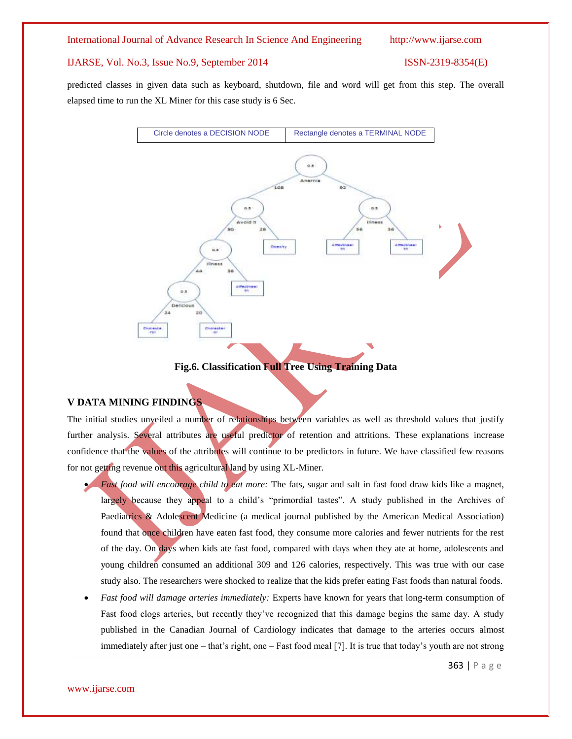predicted classes in given data such as keyboard, shutdown, file and word will get from this step. The overall elapsed time to run the XL Miner for this case study is 6 Sec.

| Circle denotes a DECISION NODE | Rectangle denotes a TERMINAL NODE |
|---|---|

**Fig.6. Classification Full Tree Using Training Data**

## V DATA MINING FINDINGS

The initial studies unveiled a number of relationships between variables as well as threshold values that justify further analysis. Several attributes are useful predictor of retention and attritions. These explanations increase confidence that the values of the attributes will continue to be predictors in future. We have classified few reasons for not getting revenue out this agricultural land by using XL-Miner.

- *Fast food will encourage child to eat more:* The fats, sugar and salt in fast food draw kids like a magnet, largely because they appeal to a child's "primordial tastes". A study published in the Archives of Paediatrics & Adolescent Medicine (a medical journal published by the American Medical Association) found that once children have eaten fast food, they consume more calories and fewer nutrients for the rest of the day. On days when kids ate fast food, compared with days when they ate at home, adolescents and young children consumed an additional 309 and 126 calories, respectively. This was true with our case study also. The researchers were shocked to realize that the kids prefer eating Fast foods than natural foods.
- *Fast food will damage arteries immediately:* Experts have known for years that long-term consumption of Fast food clogs arteries, but recently they've recognized that this damage begins the same day. A study published in the Canadian Journal of Cardiology indicates that damage to the arteries occurs almost immediately after just one – that's right, one – Fast food meal [7]. It is true that today's youth are not strong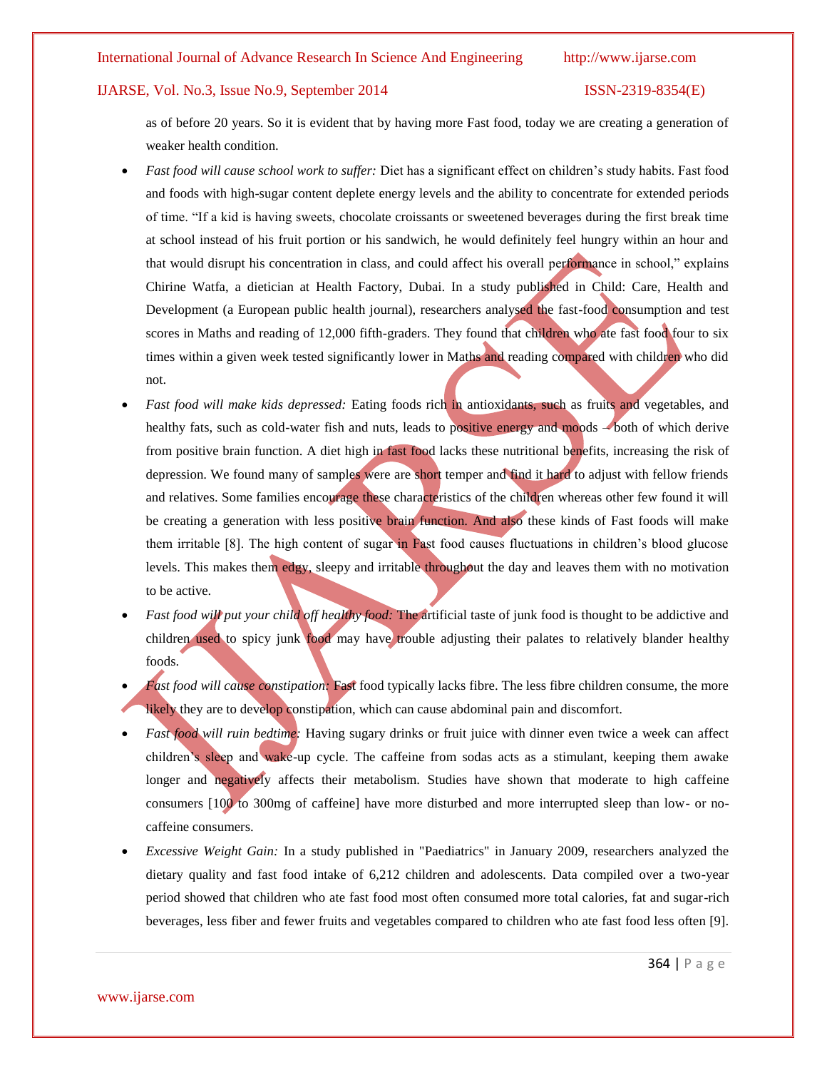as of before 20 years. So it is evident that by having more Fast food, today we are creating a generation of weaker health condition.

- *Fast food will cause school work to suffer:* Diet has a significant effect on children's study habits. Fast food and foods with high-sugar content deplete energy levels and the ability to concentrate for extended periods of time. "If a kid is having sweets, chocolate croissants or sweetened beverages during the first break time at school instead of his fruit portion or his sandwich, he would definitely feel hungry within an hour and that would disrupt his concentration in class, and could affect his overall performance in school," explains Chirine Watfa, a dietician at Health Factory, Dubai. In a study published in Child: Care, Health and Development (a European public health journal), researchers analysed the fast-food consumption and test scores in Maths and reading of 12,000 fifth-graders. They found that children who ate fast food four to six times within a given week tested significantly lower in Maths and reading compared with children who did not.
- *Fast food will make kids depressed:* Eating foods rich in antioxidants, such as fruits and vegetables, and healthy fats, such as cold-water fish and nuts, leads to positive energy and moods – both of which derive from positive brain function. A diet high in fast food lacks these nutritional benefits, increasing the risk of depression. We found many of samples were are short temper and find it hard to adjust with fellow friends and relatives. Some families encourage these characteristics of the children whereas other few found it will be creating a generation with less positive brain function. And also these kinds of Fast foods will make them irritable [8]. The high content of sugar in Fast food causes fluctuations in children's blood glucose levels. This makes them edgy, sleepy and irritable throughout the day and leaves them with no motivation to be active.
- *Fast food will put your child off healthy food:* The artificial taste of junk food is thought to be addictive and children used to spicy junk food may have trouble adjusting their palates to relatively blander healthy foods.
- *Fast food will cause constipation:* Fast food typically lacks fibre. The less fibre children consume, the more likely they are to develop constipation, which can cause abdominal pain and discomfort.
- *Fast food will ruin bedtime:* Having sugary drinks or fruit juice with dinner even twice a week can affect children's sleep and wake-up cycle. The caffeine from sodas acts as a stimulant, keeping them awake longer and negatively affects their metabolism. Studies have shown that moderate to high caffeine consumers [100 to 300mg of caffeine] have more disturbed and more interrupted sleep than low- or no-caffeine consumers.
- *Excessive Weight Gain:* In a study published in "Paediatrics" in January 2009, researchers analyzed the dietary quality and fast food intake of 6,212 children and adolescents. Data compiled over a two-year period showed that children who ate fast food most often consumed more total calories, fat and sugar-rich beverages, less fiber and fewer fruits and vegetables compared to children who ate fast food less often [9].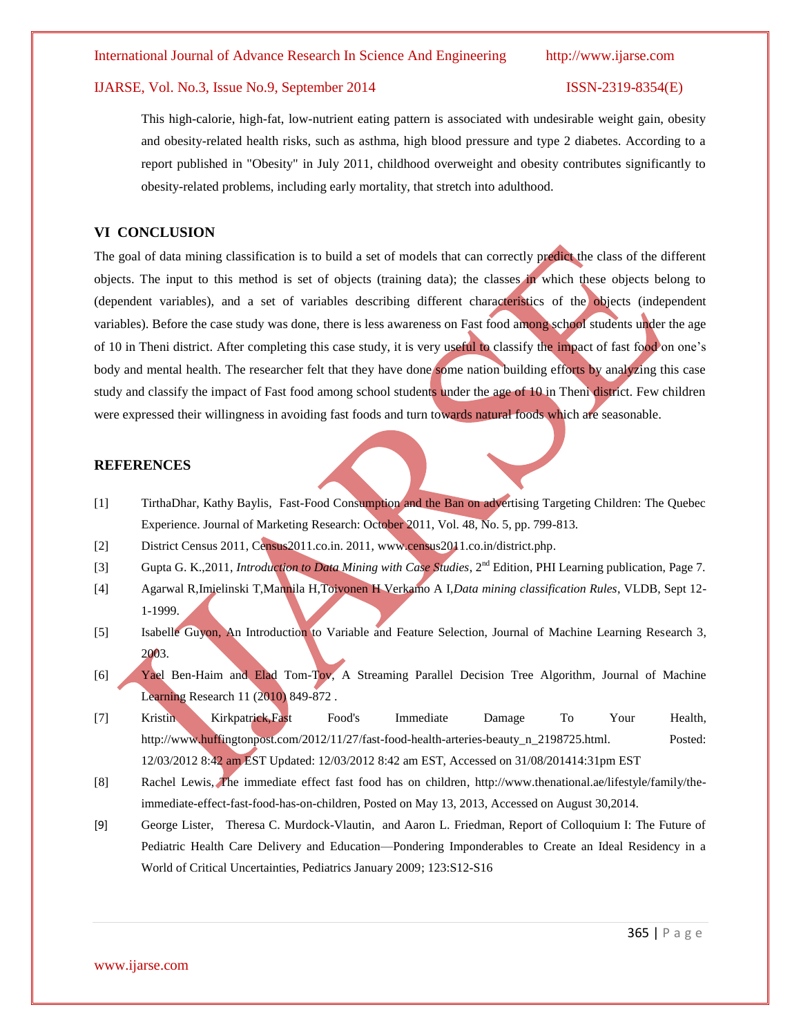This high-calorie, high-fat, low-nutrient eating pattern is associated with undesirable weight gain, obesity and obesity-related health risks, such as asthma, high blood pressure and type 2 diabetes. According to a report published in "Obesity" in July 2011, childhood overweight and obesity contributes significantly to obesity-related problems, including early mortality, that stretch into adulthood.

## VI CONCLUSION

The goal of data mining classification is to build a set of models that can correctly predict the class of the different objects. The input to this method is set of objects (training data); the classes in which these objects belong to (dependent variables), and a set of variables describing different characteristics of the objects (independent variables). Before the case study was done, there is less awareness on Fast food among school students under the age of 10 in Theni district. After completing this case study, it is very useful to classify the impact of fast food on one's body and mental health. The researcher felt that they have done some nation building efforts by analyzing this case study and classify the impact of Fast food among school students under the age of 10 in Theni district. Few children were expressed their willingness in avoiding fast foods and turn towards natural foods which are seasonable.

## REFERENCES

[1] TirthaDhar, Kathy Baylis, Fast-Food Consumption and the Ban on advertising Targeting Children: The Quebec Experience. Journal of Marketing Research: October 2011, Vol. 48, No. 5, pp. 799-813.

[2] District Census 2011, Census2011.co.in. 2011, www.census2011.co.in/district.php.

[3] Gupta G. K.,2011, *Introduction to Data Mining with Case Studies*, 2nd Edition, PHI Learning publication, Page 7.

[4] Agarwal R,Imielinski T,Mannila H,Toivonen H Verkamo A I,*Data mining classification Rules*, VLDB, Sept 12-1-1999.

[5] Isabelle Guyon, An Introduction to Variable and Feature Selection, Journal of Machine Learning Research 3, 2003.

[6] Yael Ben-Haim and Elad Tom-Tov, A Streaming Parallel Decision Tree Algorithm, Journal of Machine Learning Research 11 (2010) 849-872 .

[7] Kristin Kirkpatrick,Fast Food's Immediate Damage To Your Health, http://www.huffingtonpost.com/2012/11/27/fast-food-health-arteries-beauty_n_2198725.html. Posted: 12/03/2012 8:42 am EST Updated: 12/03/2012 8:42 am EST, Accessed on 31/08/201414:31pm EST

[8] Rachel Lewis, The immediate effect fast food has on children, http://www.thenational.ae/lifestyle/family/the-immediate-effect-fast-food-has-on-children, Posted on May 13, 2013, Accessed on August 30,2014.

[9] George Lister, Theresa C. Murdock-Vlautin, and Aaron L. Friedman, Report of Colloquium I: The Future of Pediatric Health Care Delivery and Education—Pondering Imponderables to Create an Ideal Residency in a World of Critical Uncertainties, Pediatrics January 2009; 123:S12-S16